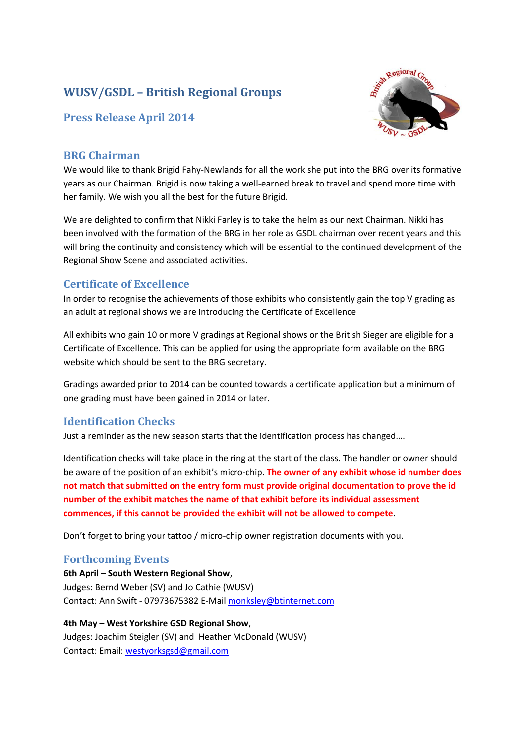# WUSV/GSDL – British Regional Groups

## Press Release April 2014

## BRG Chairman

We would like to thank Brigid Fahy-Newlands for all the work she put into the BRG over its formative years as our Chairman. Brigid is now taking a well-earned break to travel and spend more time with her family. We wish you all the best for the future Brigid.

We are delighted to confirm that Nikki Farley is to take the helm as our next Chairman. Nikki has been involved with the formation of the BRG in her role as GSDL chairman over recent years and this will bring the continuity and consistency which will be essential to the continued development of the Regional Show Scene and associated activities.

## Certificate of Excellence

In order to recognise the achievements of those exhibits who consistently gain the top V grading as an adult at regional shows we are introducing the Certificate of Excellence

All exhibits who gain 10 or more V gradings at Regional shows or the British Sieger are eligible for a Certificate of Excellence. This can be applied for using the appropriate form available on the BRG website which should be sent to the BRG secretary.

Gradings awarded prior to 2014 can be counted towards a certificate application but a minimum of one grading must have been gained in 2014 or later.

## Identification Checks

Just a reminder as the new season starts that the identification process has changed….

Identification checks will take place in the ring at the start of the class. The handler or owner should be aware of the position of an exhibit's micro-chip. **The owner of any exhibit whose id number does not match that submitted on the entry form must provide original documentation to prove the id number of the exhibit matches the name of that exhibit before its individual assessment commences, if this cannot be provided the exhibit will not be allowed to compete**.

Don't forget to bring your tattoo / micro-chip owner registration documents with you.

## Forthcoming Events

**6th April – South Western Regional Show**,
Judges: Bernd Weber (SV) and Jo Cathie (WUSV)
Contact: Ann Swift - 07973675382 E-Mail monksley@btinternet.com

**4th May – West Yorkshire GSD Regional Show**,
Judges: Joachim Steigler (SV) and Heather McDonald (WUSV)
Contact: Email: westyorksgsd@gmail.com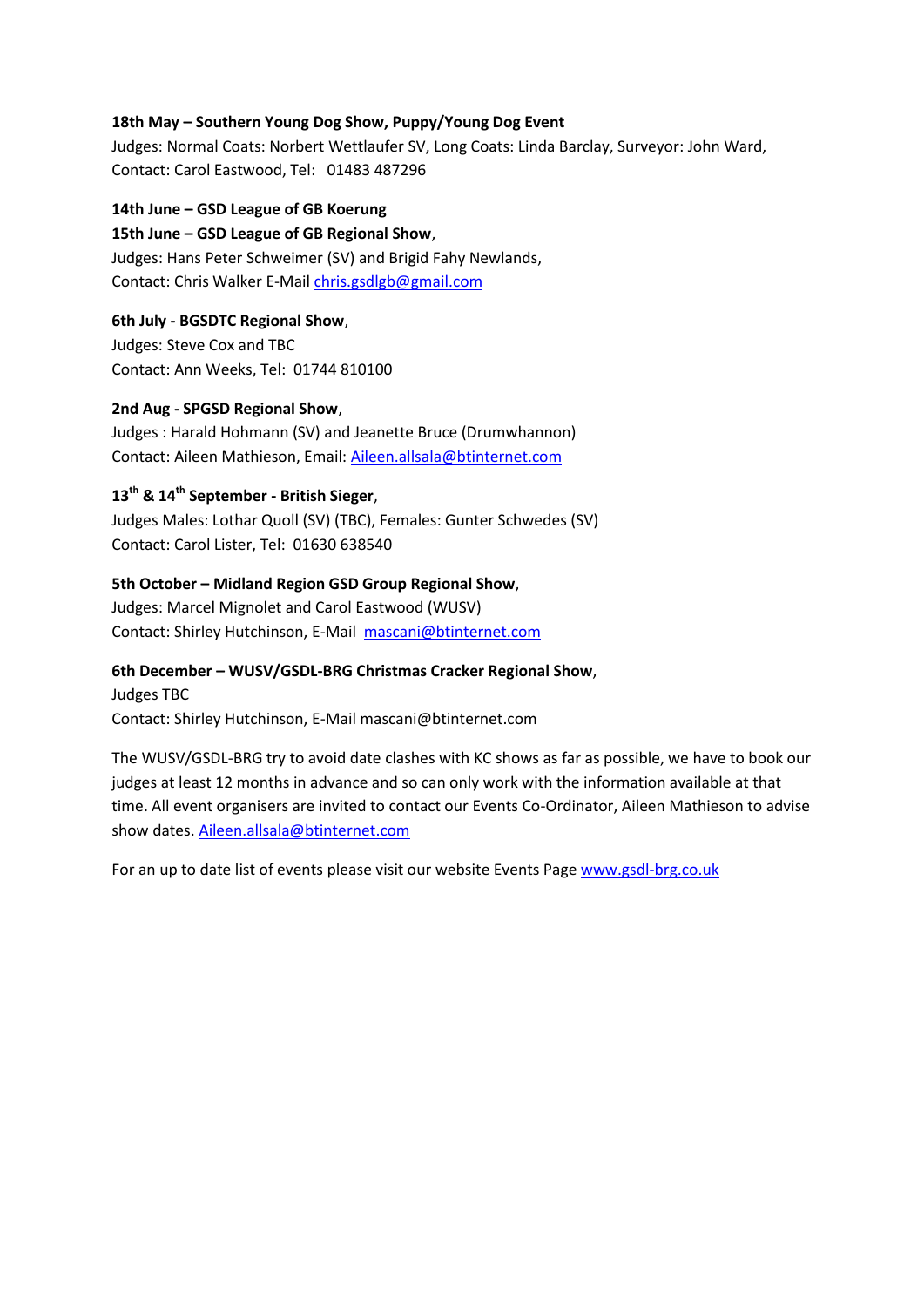**18th May – Southern Young Dog Show, Puppy/Young Dog Event**
Judges: Normal Coats: Norbert Wettlaufer SV, Long Coats: Linda Barclay, Surveyor: John Ward,
Contact: Carol Eastwood, Tel: 01483 487296

**14th June – GSD League of GB Koerung**
**15th June – GSD League of GB Regional Show**,
Judges: Hans Peter Schweimer (SV) and Brigid Fahy Newlands,
Contact: Chris Walker E-Mail chris.gsdlgb@gmail.com

**6th July - BGSDTC Regional Show**,
Judges: Steve Cox and TBC
Contact: Ann Weeks, Tel: 01744 810100

**2nd Aug - SPGSD Regional Show**,
Judges : Harald Hohmann (SV) and Jeanette Bruce (Drumwhannon)
Contact: Aileen Mathieson, Email: Aileen.allsala@btinternet.com

**13th & 14th September - British Sieger**,
Judges Males: Lothar Quoll (SV) (TBC), Females: Gunter Schwedes (SV)
Contact: Carol Lister, Tel: 01630 638540

**5th October – Midland Region GSD Group Regional Show**,
Judges: Marcel Mignolet and Carol Eastwood (WUSV)
Contact: Shirley Hutchinson, E-Mail mascani@btinternet.com

**6th December – WUSV/GSDL-BRG Christmas Cracker Regional Show**,
Judges TBC
Contact: Shirley Hutchinson, E-Mail mascani@btinternet.com

The WUSV/GSDL-BRG try to avoid date clashes with KC shows as far as possible, we have to book our judges at least 12 months in advance and so can only work with the information available at that time. All event organisers are invited to contact our Events Co-Ordinator, Aileen Mathieson to advise show dates. Aileen.allsala@btinternet.com

For an up to date list of events please visit our website Events Page www.gsdl-brg.co.uk